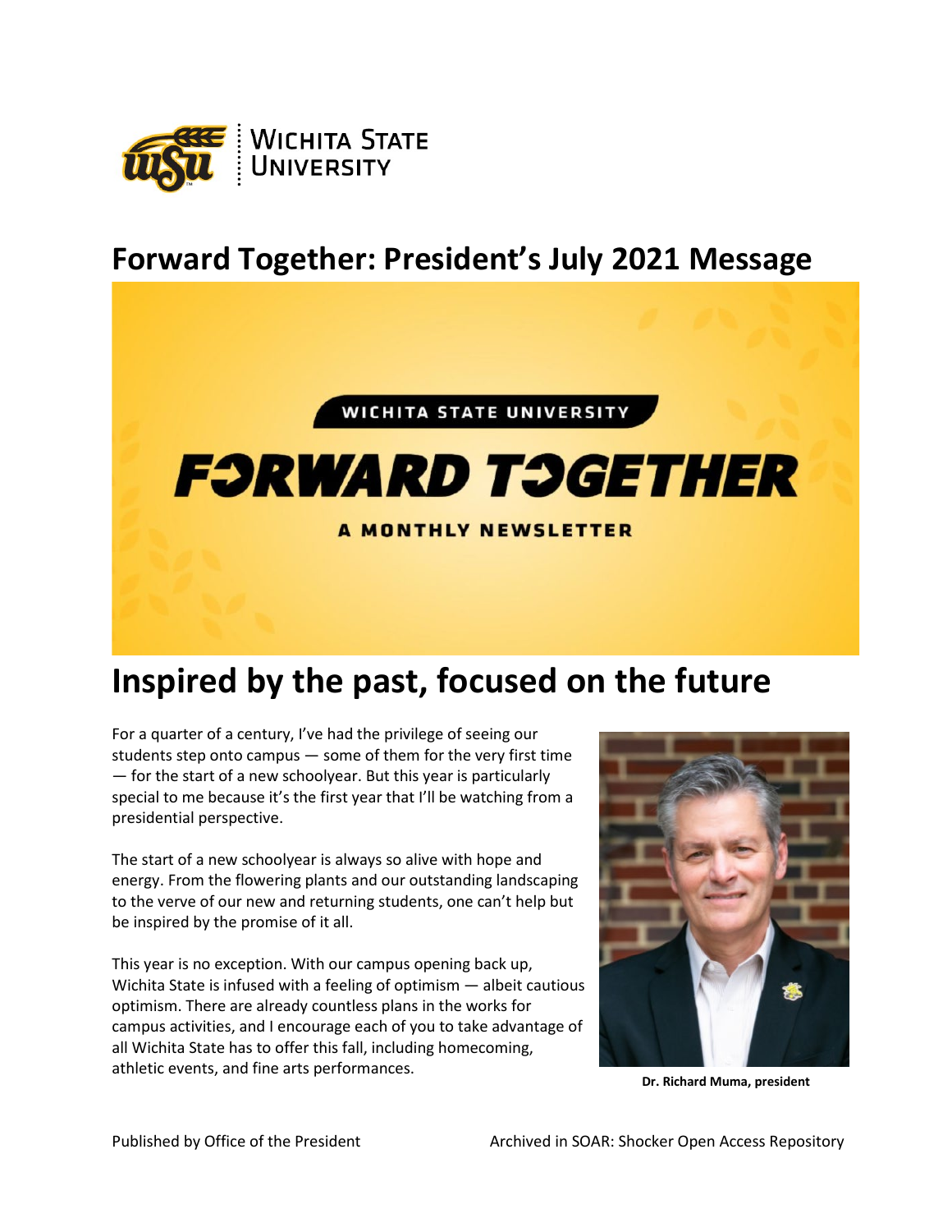# Forward Together: President's July 2021 Message

WICHITA STATE UNIVERSITY

FORWARD TOGETHER

A MONTHLY NEWSLETTER

## Inspired by the past, focused on the future

For a quarter of a century, I've had the privilege of seeing our students step onto campus — some of them for the very first time — for the start of a new schoolyear. But this year is particularly special to me because it's the first year that I'll be watching from a presidential perspective.

The start of a new schoolyear is always so alive with hope and energy. From the flowering plants and our outstanding landscaping to the verve of our new and returning students, one can't help but be inspired by the promise of it all.

This year is no exception. With our campus opening back up, Wichita State is infused with a feeling of optimism — albeit cautious optimism. There are already countless plans in the works for campus activities, and I encourage each of you to take advantage of all Wichita State has to offer this fall, including homecoming, athletic events, and fine arts performances.

**Dr. Richard Muma, president**

Published by Office of the President

Archived in SOAR: Shocker Open Access Repository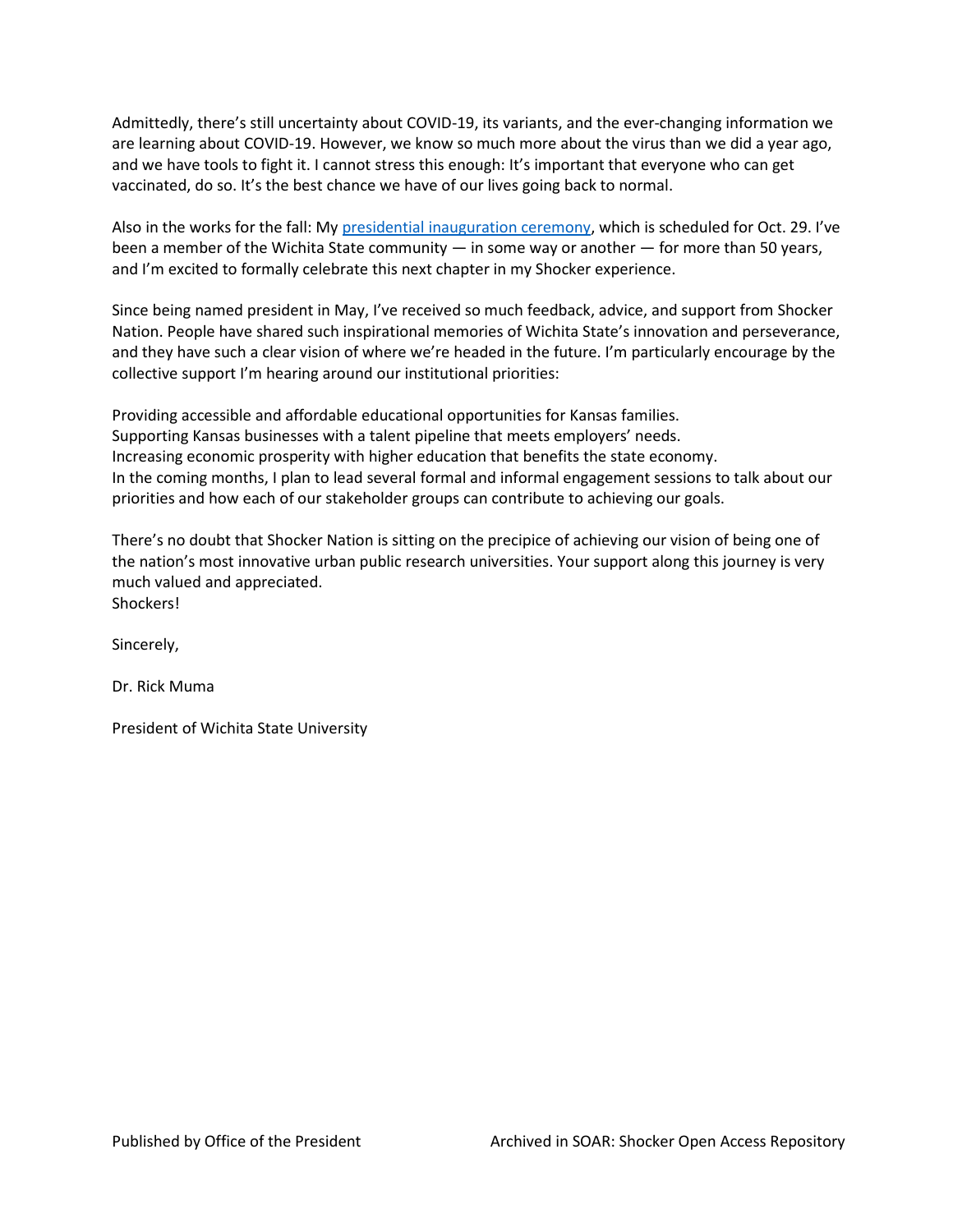Admittedly, there's still uncertainty about COVID-19, its variants, and the ever-changing information we are learning about COVID-19. However, we know so much more about the virus than we did a year ago, and we have tools to fight it. I cannot stress this enough: It's important that everyone who can get vaccinated, do so. It's the best chance we have of our lives going back to normal.

Also in the works for the fall: My [presidential inauguration ceremony](), which is scheduled for Oct. 29. I've been a member of the Wichita State community — in some way or another — for more than 50 years, and I'm excited to formally celebrate this next chapter in my Shocker experience.

Since being named president in May, I've received so much feedback, advice, and support from Shocker Nation. People have shared such inspirational memories of Wichita State's innovation and perseverance, and they have such a clear vision of where we're headed in the future. I'm particularly encourage by the collective support I'm hearing around our institutional priorities:

Providing accessible and affordable educational opportunities for Kansas families.
Supporting Kansas businesses with a talent pipeline that meets employers' needs.
Increasing economic prosperity with higher education that benefits the state economy.
In the coming months, I plan to lead several formal and informal engagement sessions to talk about our priorities and how each of our stakeholder groups can contribute to achieving our goals.

There's no doubt that Shocker Nation is sitting on the precipice of achieving our vision of being one of the nation's most innovative urban public research universities. Your support along this journey is very much valued and appreciated.
Shockers!

Sincerely,

Dr. Rick Muma

President of Wichita State University